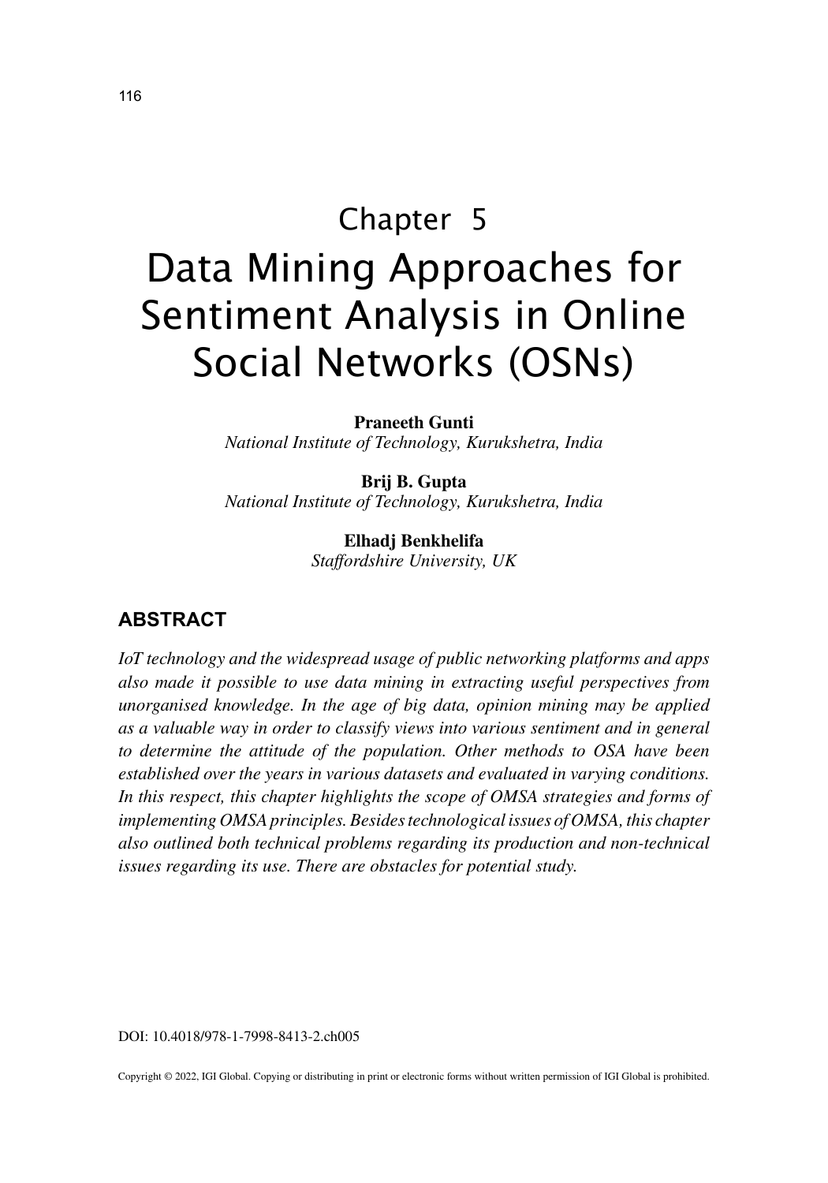# Chapter 5

# Data Mining Approaches for Sentiment Analysis in Online Social Networks (OSNs)

**Praneeth Gunti**
*National Institute of Technology, Kurukshetra, India*

**Brij B. Gupta**
*National Institute of Technology, Kurukshetra, India*

**Elhadj Benkhelifa**
*Staffordshire University, UK*

## ABSTRACT

*IoT technology and the widespread usage of public networking platforms and apps also made it possible to use data mining in extracting useful perspectives from unorganised knowledge. In the age of big data, opinion mining may be applied as a valuable way in order to classify views into various sentiment and in general to determine the attitude of the population. Other methods to OSA have been established over the years in various datasets and evaluated in varying conditions. In this respect, this chapter highlights the scope of OMSA strategies and forms of implementing OMSA principles. Besides technological issues of OMSA, this chapter also outlined both technical problems regarding its production and non-technical issues regarding its use. There are obstacles for potential study.*

DOI: 10.4018/978-1-7998-8413-2.ch005

Copyright © 2022, IGI Global. Copying or distributing in print or electronic forms without written permission of IGI Global is prohibited.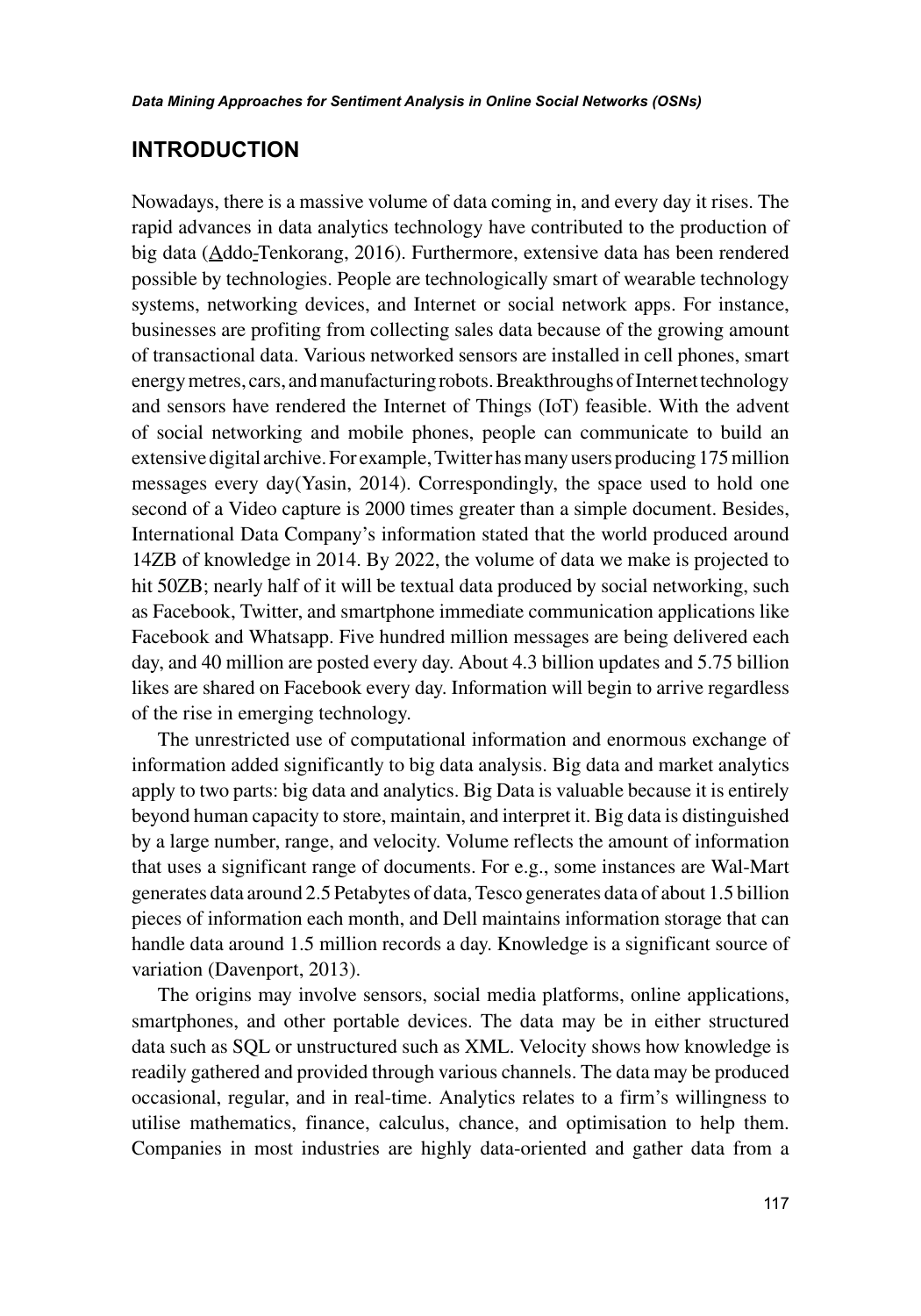## INTRODUCTION

Nowadays, there is a massive volume of data coming in, and every day it rises. The rapid advances in data analytics technology have contributed to the production of big data (Addo-Tenkorang, 2016). Furthermore, extensive data has been rendered possible by technologies. People are technologically smart of wearable technology systems, networking devices, and Internet or social network apps. For instance, businesses are profiting from collecting sales data because of the growing amount of transactional data. Various networked sensors are installed in cell phones, smart energy metres, cars, and manufacturing robots. Breakthroughs of Internet technology and sensors have rendered the Internet of Things (IoT) feasible. With the advent of social networking and mobile phones, people can communicate to build an extensive digital archive. For example, Twitter has many users producing 175 million messages every day(Yasin, 2014). Correspondingly, the space used to hold one second of a Video capture is 2000 times greater than a simple document. Besides, International Data Company's information stated that the world produced around 14ZB of knowledge in 2014. By 2022, the volume of data we make is projected to hit 50ZB; nearly half of it will be textual data produced by social networking, such as Facebook, Twitter, and smartphone immediate communication applications like Facebook and Whatsapp. Five hundred million messages are being delivered each day, and 40 million are posted every day. About 4.3 billion updates and 5.75 billion likes are shared on Facebook every day. Information will begin to arrive regardless of the rise in emerging technology.

The unrestricted use of computational information and enormous exchange of information added significantly to big data analysis. Big data and market analytics apply to two parts: big data and analytics. Big Data is valuable because it is entirely beyond human capacity to store, maintain, and interpret it. Big data is distinguished by a large number, range, and velocity. Volume reflects the amount of information that uses a significant range of documents. For e.g., some instances are Wal-Mart generates data around 2.5 Petabytes of data, Tesco generates data of about 1.5 billion pieces of information each month, and Dell maintains information storage that can handle data around 1.5 million records a day. Knowledge is a significant source of variation (Davenport, 2013).

The origins may involve sensors, social media platforms, online applications, smartphones, and other portable devices. The data may be in either structured data such as SQL or unstructured such as XML. Velocity shows how knowledge is readily gathered and provided through various channels. The data may be produced occasional, regular, and in real-time. Analytics relates to a firm's willingness to utilise mathematics, finance, calculus, chance, and optimisation to help them. Companies in most industries are highly data-oriented and gather data from a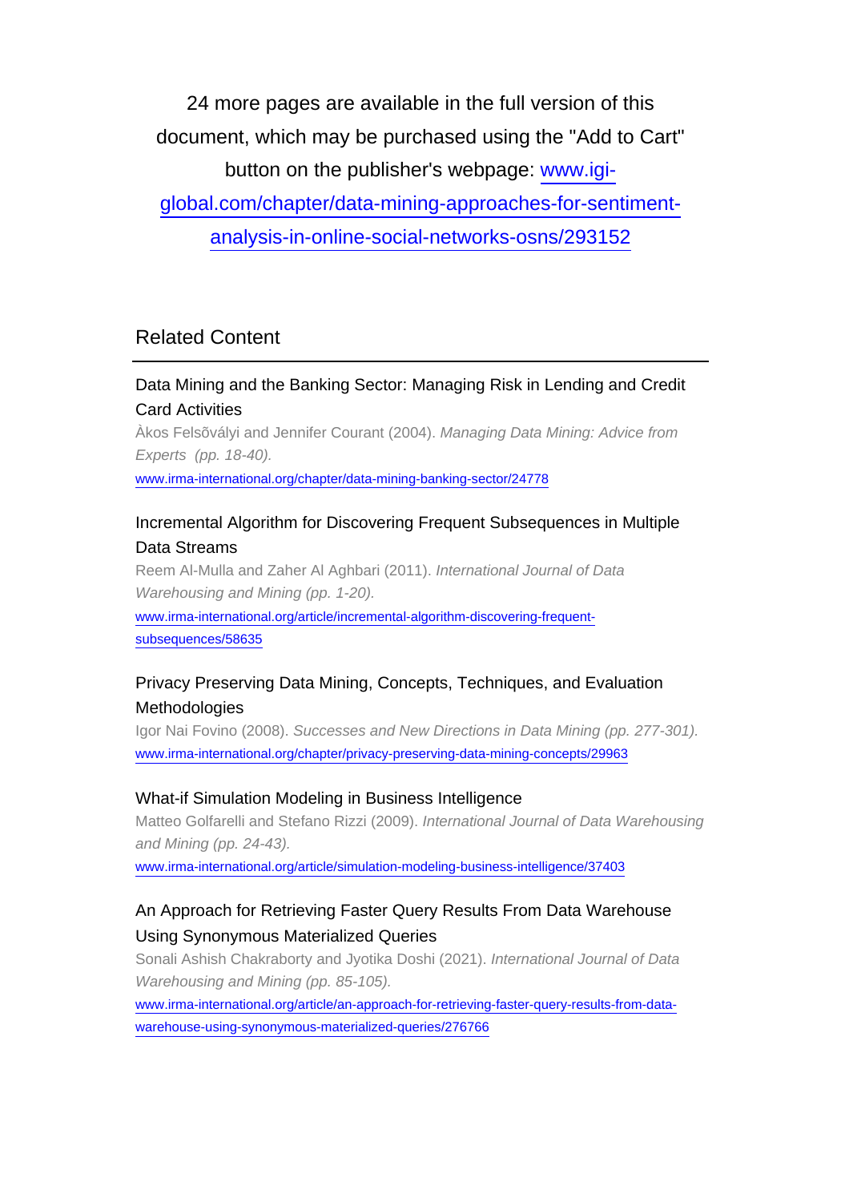24 more pages are available in the full version of this document, which may be purchased using the "Add to Cart" button on the publisher's webpage: www.igi-global.com/chapter/data-mining-approaches-for-sentiment-analysis-in-online-social-networks-osns/293152

## Related Content

Data Mining and the Banking Sector: Managing Risk in Lending and Credit Card Activities
Àkos Felsõvályi and Jennifer Courant (2004). *Managing Data Mining: Advice from Experts (pp. 18-40).*
www.irma-international.org/chapter/data-mining-banking-sector/24778

Incremental Algorithm for Discovering Frequent Subsequences in Multiple Data Streams
Reem Al-Mulla and Zaher Al Aghbari (2011). *International Journal of Data Warehousing and Mining (pp. 1-20).*
www.irma-international.org/article/incremental-algorithm-discovering-frequent-subsequences/58635

Privacy Preserving Data Mining, Concepts, Techniques, and Evaluation Methodologies
Igor Nai Fovino (2008). *Successes and New Directions in Data Mining (pp. 277-301).*
www.irma-international.org/chapter/privacy-preserving-data-mining-concepts/29963

What-if Simulation Modeling in Business Intelligence
Matteo Golfarelli and Stefano Rizzi (2009). *International Journal of Data Warehousing and Mining (pp. 24-43).*
www.irma-international.org/article/simulation-modeling-business-intelligence/37403

An Approach for Retrieving Faster Query Results From Data Warehouse Using Synonymous Materialized Queries
Sonali Ashish Chakraborty and Jyotika Doshi (2021). *International Journal of Data Warehousing and Mining (pp. 85-105).*
www.irma-international.org/article/an-approach-for-retrieving-faster-query-results-from-data-warehouse-using-synonymous-materialized-queries/276766